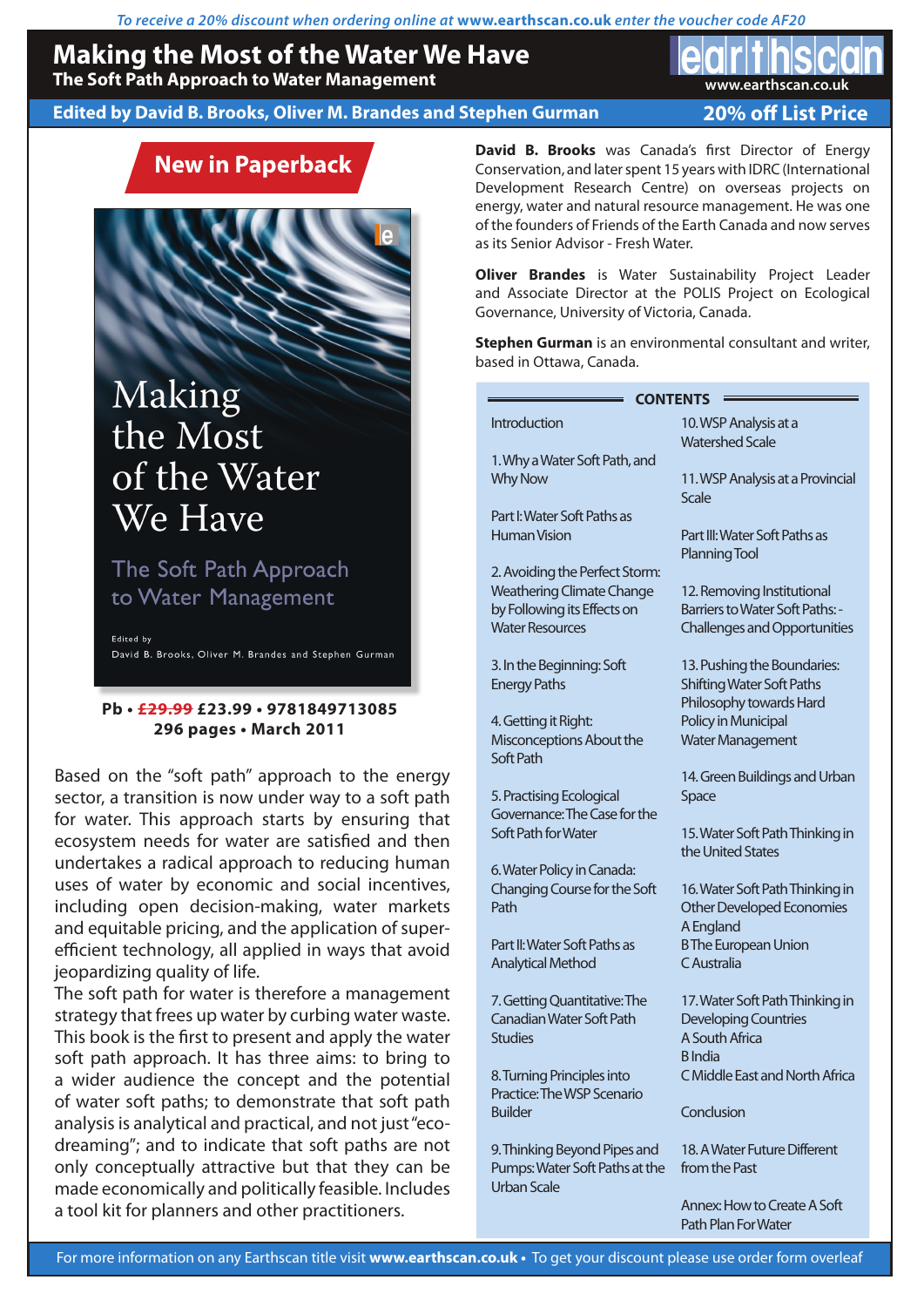*To receive a 20% discount when ordering online at **www.earthscan.co.uk** enter the voucher code AF20*

# Making the Most of the Water We Have

## The Soft Path Approach to Water Management

earthscan
www.earthscan.co.uk

**Edited by David B. Brooks, Oliver M. Brandes and Stephen Gurman**

**20% off List Price**

**New in Paperback**

Making the Most of the Water We Have
The Soft Path Approach to Water Management
Edited by
David B. Brooks, Oliver M. Brandes and Stephen Gurman

**Pb • ~~£29.99~~ £23.99 • 9781849713085**
**296 pages • March 2011**

Based on the "soft path" approach to the energy sector, a transition is now under way to a soft path for water. This approach starts by ensuring that ecosystem needs for water are satisfied and then undertakes a radical approach to reducing human uses of water by economic and social incentives, including open decision-making, water markets and equitable pricing, and the application of super-efficient technology, all applied in ways that avoid jeopardizing quality of life.

The soft path for water is therefore a management strategy that frees up water by curbing water waste. This book is the first to present and apply the water soft path approach. It has three aims: to bring to a wider audience the concept and the potential of water soft paths; to demonstrate that soft path analysis is analytical and practical, and not just "eco-dreaming"; and to indicate that soft paths are not only conceptually attractive but that they can be made economically and politically feasible. Includes a tool kit for planners and other practitioners.

**David B. Brooks** was Canada's first Director of Energy Conservation, and later spent 15 years with IDRC (International Development Research Centre) on overseas projects on energy, water and natural resource management. He was one of the founders of Friends of the Earth Canada and now serves as its Senior Advisor - Fresh Water.

**Oliver Brandes** is Water Sustainability Project Leader and Associate Director at the POLIS Project on Ecological Governance, University of Victoria, Canada.

**Stephen Gurman** is an environmental consultant and writer, based in Ottawa, Canada.

### CONTENTS

Introduction

1. Why a Water Soft Path, and Why Now

Part I: Water Soft Paths as Human Vision

2. Avoiding the Perfect Storm: Weathering Climate Change by Following its Effects on Water Resources

3. In the Beginning: Soft Energy Paths

4. Getting it Right: Misconceptions About the Soft Path

5. Practising Ecological Governance: The Case for the Soft Path for Water

6. Water Policy in Canada: Changing Course for the Soft Path

Part II: Water Soft Paths as Analytical Method

7. Getting Quantitative: The Canadian Water Soft Path Studies

8. Turning Principles into Practice: The WSP Scenario Builder

9. Thinking Beyond Pipes and Pumps: Water Soft Paths at the Urban Scale

10. WSP Analysis at a Watershed Scale

11. WSP Analysis at a Provincial Scale

Part III: Water Soft Paths as Planning Tool

12. Removing Institutional Barriers to Water Soft Paths: - Challenges and Opportunities

13. Pushing the Boundaries: Shifting Water Soft Paths Philosophy towards Hard Policy in Municipal Water Management

14. Green Buildings and Urban Space

15. Water Soft Path Thinking in the United States

16. Water Soft Path Thinking in Other Developed Economies
A England
B The European Union
C Australia

17. Water Soft Path Thinking in Developing Countries
A South Africa
B India
C Middle East and North Africa

Conclusion

18. A Water Future Different from the Past

Annex: How to Create A Soft Path Plan For Water

For more information on any Earthscan title visit **www.earthscan.co.uk** • To get your discount please use order form overleaf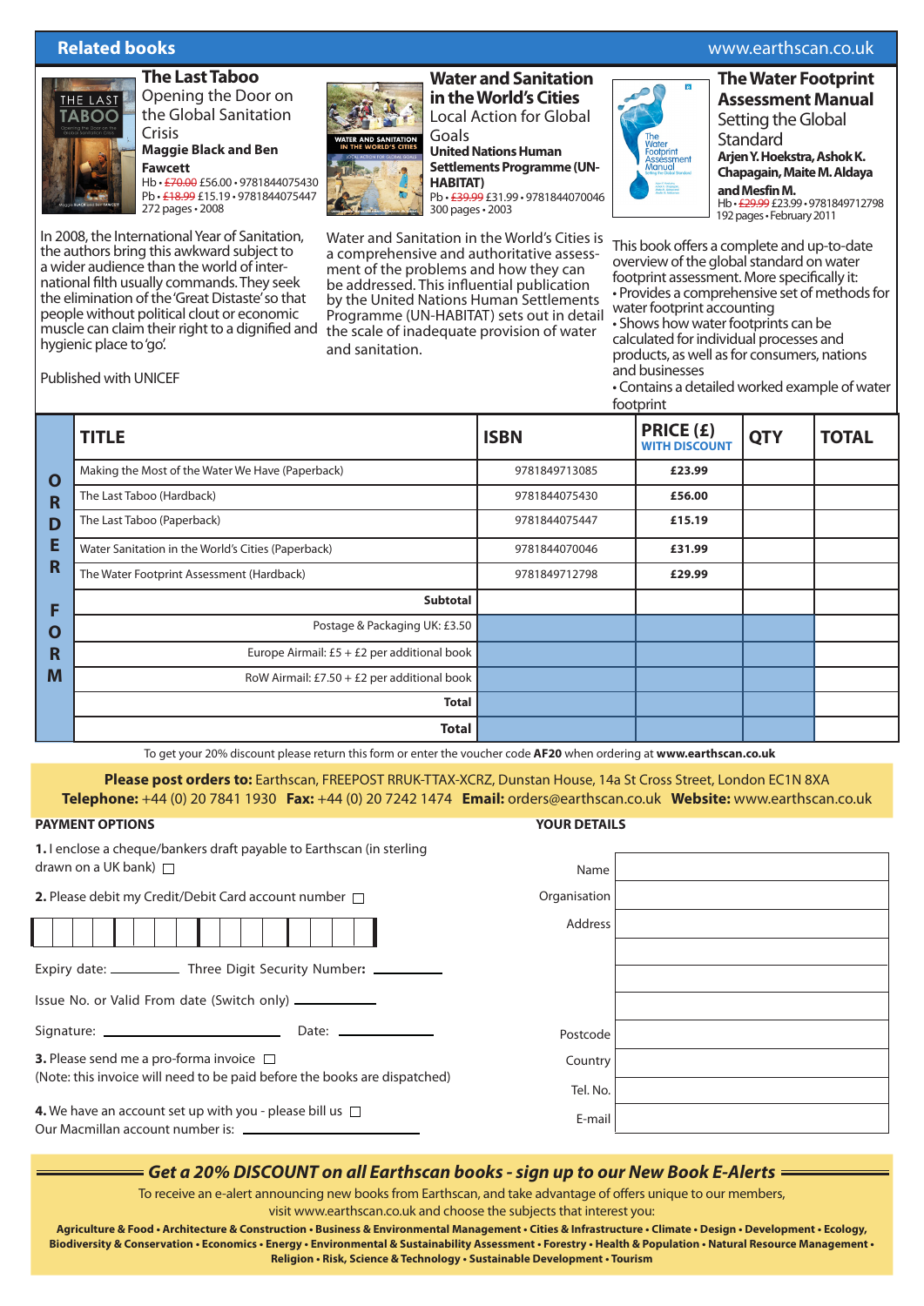## Related books

www.earthscan.co.uk

### The Last Taboo

Opening the Door on the Global Sanitation Crisis

**Maggie Black and Ben Fawcett**

Hb • ~~£70.00~~ £56.00 • 9781844075430
Pb • ~~£18.99~~ £15.19 • 9781844075447
272 pages • 2008

In 2008, the International Year of Sanitation, the authors bring this awkward subject to a wider audience than the world of international filth usually commands. They seek the elimination of the 'Great Distaste' so that people without political clout or economic muscle can claim their right to a dignified and hygienic place to 'go'.

Published with UNICEF

### Water and Sanitation in the World's Cities

Local Action for Global Goals

**United Nations Human Settlements Programme (UN-HABITAT)**

Pb • ~~£39.99~~ £31.99 • 9781844070046
300 pages • 2003

Water and Sanitation in the World's Cities is a comprehensive and authoritative assessment of the problems and how they can be addressed. This influential publication by the United Nations Human Settlements Programme (UN-HABITAT) sets out in detail the scale of inadequate provision of water and sanitation.

### The Water Footprint Assessment Manual

Setting the Global Standard

**Arjen Y. Hoekstra, Ashok K. Chapagain, Maite M. Aldaya and Mesfin M.**

Hb • ~~£29.99~~ £23.99 • 9781849712798
192 pages • February 2011

This book offers a complete and up-to-date overview of the global standard on water footprint assessment. More specifically it:
- Provides a comprehensive set of methods for water footprint accounting
- Shows how water footprints can be calculated for individual processes and products, as well as for consumers, nations and businesses
- Contains a detailed worked example of water footprint

## ORDER FORM

| TITLE | ISBN | PRICE (£) WITH DISCOUNT | QTY | TOTAL |
|---|---|---|---|---|
| Making the Most of the Water We Have (Paperback) | 9781849713085 | £23.99 | | |
| The Last Taboo (Hardback) | 9781844075430 | £56.00 | | |
| The Last Taboo (Paperback) | 9781844075447 | £15.19 | | |
| Water Sanitation in the World's Cities (Paperback) | 9781844070046 | £31.99 | | |
| The Water Footprint Assessment (Hardback) | 9781849712798 | £29.99 | | |
| **Subtotal** | | | | |
| Postage & Packaging UK: £3.50 | | | | |
| Europe Airmail: £5 + £2 per additional book | | | | |
| RoW Airmail: £7.50 + £2 per additional book | | | | |
| **Total** | | | | |
| **Total** | | | | |

To get your 20% discount please return this form or enter the voucher code **AF20** when ordering at **www.earthscan.co.uk**

**Please post orders to:** Earthscan, FREEPOST RRUK-TTAX-XCRZ, Dunstan House, 14a St Cross Street, London EC1N 8XA
**Telephone:** +44 (0) 20 7841 1930 **Fax:** +44 (0) 20 7242 1474 **Email:** orders@earthscan.co.uk **Website:** www.earthscan.co.uk

**PAYMENT OPTIONS**

**1.** I enclose a cheque/bankers draft payable to Earthscan (in sterling drawn on a UK bank) ☐

**2.** Please debit my Credit/Debit Card account number ☐

Expiry date: ________ Three Digit Security Number: ________

Issue No. or Valid From date (Switch only) ________

Signature: ________ Date: ________

**3.** Please send me a pro-forma invoice ☐
(Note: this invoice will need to be paid before the books are dispatched)

**4.** We have an account set up with you - please bill us ☐
Our Macmillan account number is: ________

**YOUR DETAILS**

Name
Organisation
Address
Postcode
Country
Tel. No.
E-mail

## *Get a 20% DISCOUNT on all Earthscan books - sign up to our New Book E-Alerts*

To receive an e-alert announcing new books from Earthscan, and take advantage of offers unique to our members, visit www.earthscan.co.uk and choose the subjects that interest you:

**Agriculture & Food • Architecture & Construction • Business & Environmental Management • Cities & Infrastructure • Climate • Design • Development • Ecology, Biodiversity & Conservation • Economics • Energy • Environmental & Sustainability Assessment • Forestry • Health & Population • Natural Resource Management • Religion • Risk, Science & Technology • Sustainable Development • Tourism**